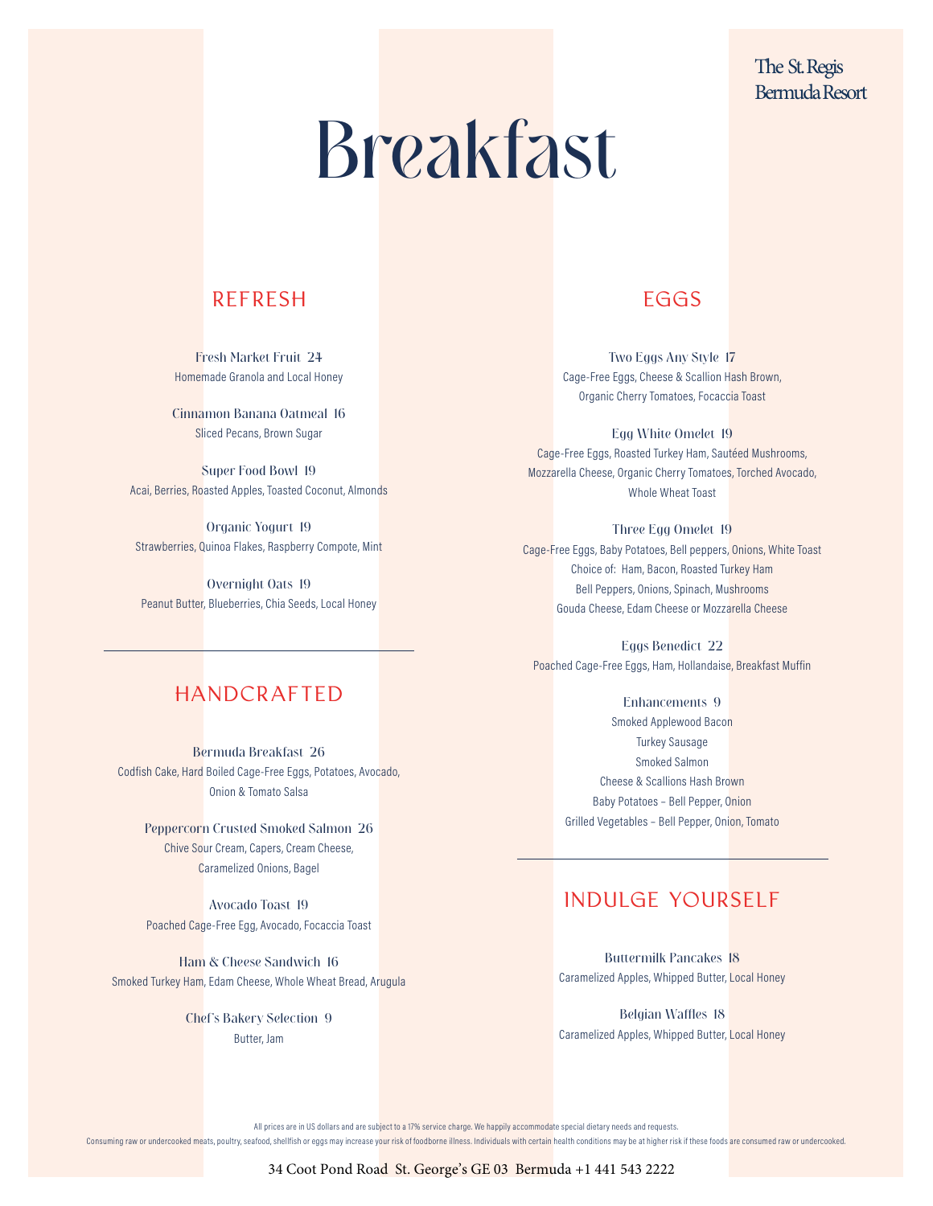The St. Regis Bermuda Resort

# Breakfast

## REFRESH

**Fresh Market Fruit 24**
Homemade Granola and Local Honey

**Cinnamon Banana Oatmeal 16**
Sliced Pecans, Brown Sugar

**Super Food Bowl 19**
Acai, Berries, Roasted Apples, Toasted Coconut, Almonds

**Organic Yogurt 19**
Strawberries, Quinoa Flakes, Raspberry Compote, Mint

**Overnight Oats 19**
Peanut Butter, Blueberries, Chia Seeds, Local Honey

## HANDCRAFTED

**Bermuda Breakfast 26**
Codfish Cake, Hard Boiled Cage-Free Eggs, Potatoes, Avocado, Onion & Tomato Salsa

**Peppercorn Crusted Smoked Salmon 26**
Chive Sour Cream, Capers, Cream Cheese, Caramelized Onions, Bagel

**Avocado Toast 19**
Poached Cage-Free Egg, Avocado, Focaccia Toast

**Ham & Cheese Sandwich 16**
Smoked Turkey Ham, Edam Cheese, Whole Wheat Bread, Arugula

**Chef's Bakery Selection 9**
Butter, Jam

## EGGS

**Two Eggs Any Style 17**
Cage-Free Eggs, Cheese & Scallion Hash Brown, Organic Cherry Tomatoes, Focaccia Toast

**Egg White Omelet 19**
Cage-Free Eggs, Roasted Turkey Ham, Sautéed Mushrooms, Mozzarella Cheese, Organic Cherry Tomatoes, Torched Avocado, Whole Wheat Toast

**Three Egg Omelet 19**
Cage-Free Eggs, Baby Potatoes, Bell peppers, Onions, White Toast
Choice of: Ham, Bacon, Roasted Turkey Ham
Bell Peppers, Onions, Spinach, Mushrooms
Gouda Cheese, Edam Cheese or Mozzarella Cheese

**Eggs Benedict 22**
Poached Cage-Free Eggs, Ham, Hollandaise, Breakfast Muffin

**Enhancements 9**
Smoked Applewood Bacon
Turkey Sausage
Smoked Salmon
Cheese & Scallions Hash Brown
Baby Potatoes – Bell Pepper, Onion
Grilled Vegetables – Bell Pepper, Onion, Tomato

## INDULGE YOURSELF

**Buttermilk Pancakes 18**
Caramelized Apples, Whipped Butter, Local Honey

**Belgian Waffles 18**
Caramelized Apples, Whipped Butter, Local Honey

All prices are in US dollars and are subject to a 17% service charge. We happily accommodate special dietary needs and requests.
Consuming raw or undercooked meats, poultry, seafood, shellfish or eggs may increase your risk of foodborne illness. Individuals with certain health conditions may be at higher risk if these foods are consumed raw or undercooked.

34 Coot Pond Road St. George's GE 03 Bermuda +1 441 543 2222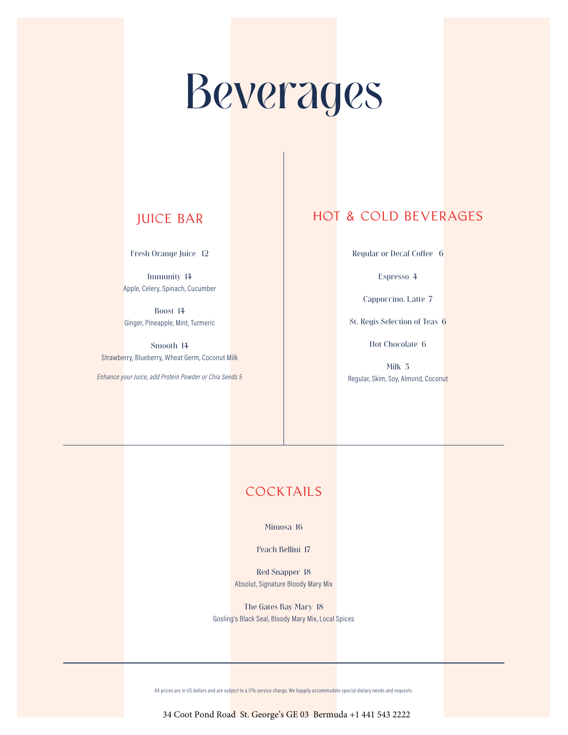# Beverages

## JUICE BAR

Fresh Orange Juice 12

Immunity 14
Apple, Celery, Spinach, Cucumber

Boost 14
Ginger, Pineapple, Mint, Turmeric

Smooth 14
Strawberry, Blueberry, Wheat Germ, Coconut Milk

*Enhance your Juice, add Protein Powder or Chia Seeds 5*

## HOT & COLD BEVERAGES

Regular or Decaf Coffee 6

Espresso 4

Cappuccino, Latte 7

St. Regis Selection of Teas 6

Hot Chocolate 6

Milk 5
Regular, Skim, Soy, Almond, Coconut

## COCKTAILS

Mimosa 16

Peach Bellini 17

Red Snapper 18
Absolut, Signature Bloody Mary Mix

The Gates Bay Mary 18
Gosling's Black Seal, Bloody Mary Mix, Local Spices

All prices are in US dollars and are subject to a 17% service charge. We happily accommodate special dietary needs and requests.

34 Coot Pond Road St. George's GE 03 Bermuda +1 441 543 2222